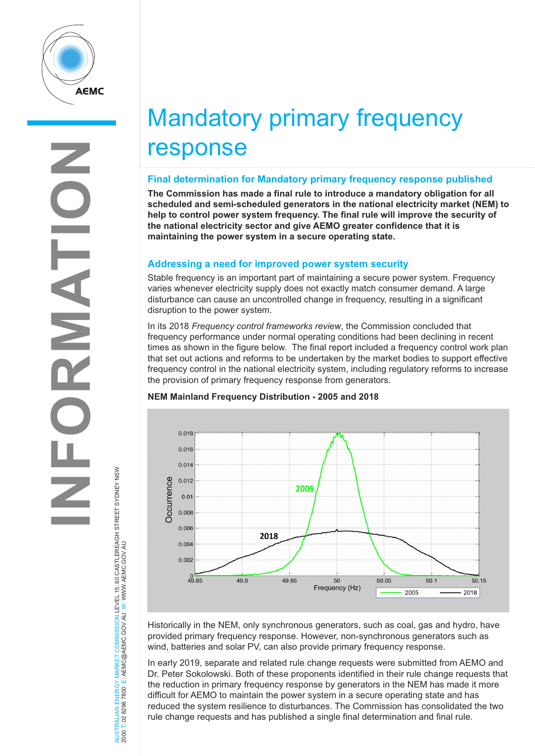# Mandatory primary frequency response

## Final determination for Mandatory primary frequency response published

**The Commission has made a final rule to introduce a mandatory obligation for all scheduled and semi-scheduled generators in the national electricity market (NEM) to help to control power system frequency. The final rule will improve the security of the national electricity sector and give AEMO greater confidence that it is maintaining the power system in a secure operating state.**

## Addressing a need for improved power system security

Stable frequency is an important part of maintaining a secure power system. Frequency varies whenever electricity supply does not exactly match consumer demand. A large disturbance can cause an uncontrolled change in frequency, resulting in a significant disruption to the power system.

In its 2018 *Frequency control frameworks review*, the Commission concluded that frequency performance under normal operating conditions had been declining in recent times as shown in the figure below. The final report included a frequency control work plan that set out actions and reforms to be undertaken by the market bodies to support effective frequency control in the national electricity system, including regulatory reforms to increase the provision of primary frequency response from generators.

**NEM Mainland Frequency Distribution - 2005 and 2018**

Historically in the NEM, only synchronous generators, such as coal, gas and hydro, have provided primary frequency response. However, non-synchronous generators such as wind, batteries and solar PV, can also provide primary frequency response.

In early 2019, separate and related rule change requests were submitted from AEMO and Dr. Peter Sokolowski. Both of these proponents identified in their rule change requests that the reduction in primary frequency response by generators in the NEM has made it more difficult for AEMO to maintain the power system in a secure operating state and has reduced the system resilience to disturbances. The Commission has consolidated the two rule change requests and has published a single final determination and final rule.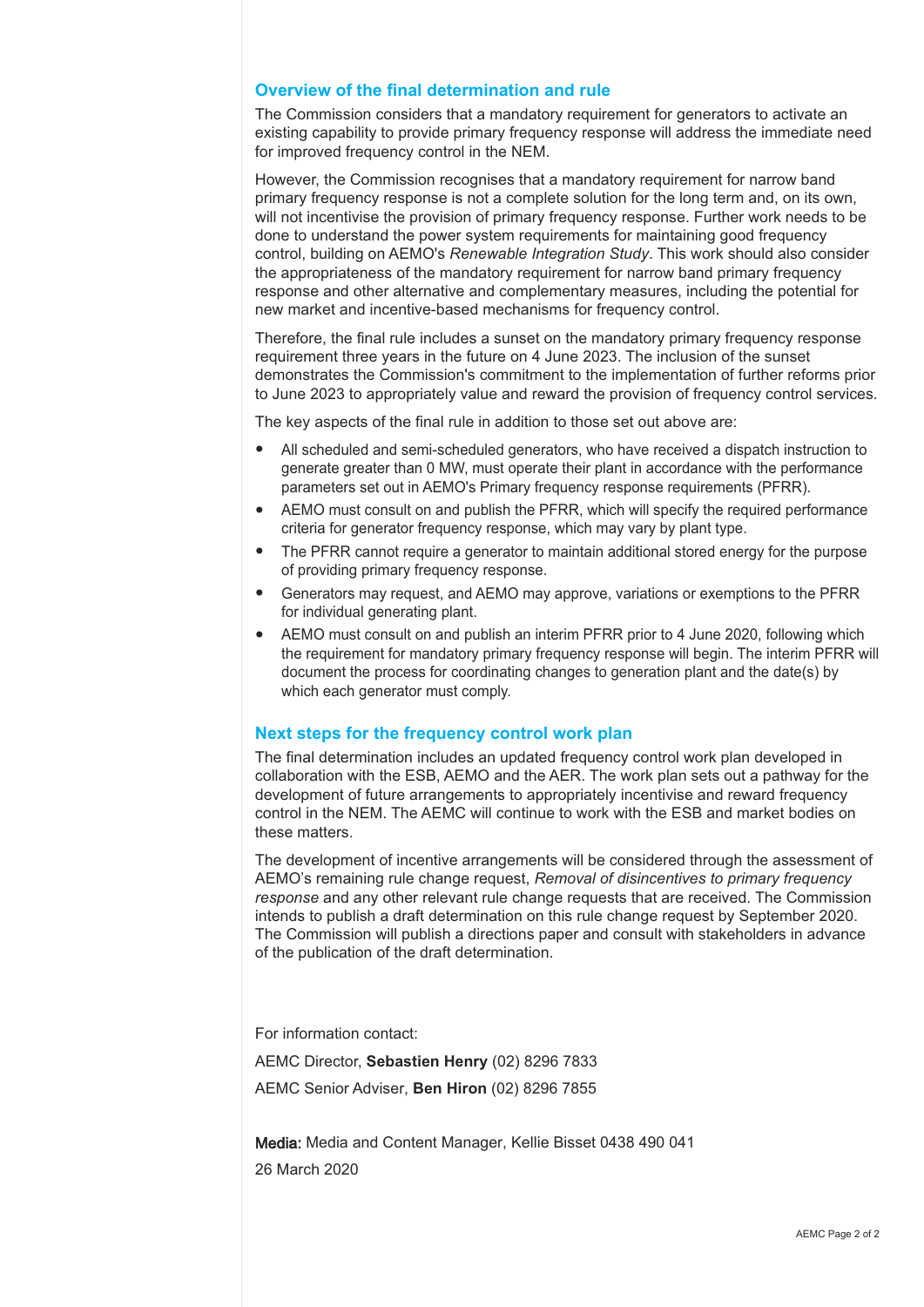## Overview of the final determination and rule

The Commission considers that a mandatory requirement for generators to activate an existing capability to provide primary frequency response will address the immediate need for improved frequency control in the NEM.

However, the Commission recognises that a mandatory requirement for narrow band primary frequency response is not a complete solution for the long term and, on its own, will not incentivise the provision of primary frequency response. Further work needs to be done to understand the power system requirements for maintaining good frequency control, building on AEMO's *Renewable Integration Study*. This work should also consider the appropriateness of the mandatory requirement for narrow band primary frequency response and other alternative and complementary measures, including the potential for new market and incentive-based mechanisms for frequency control.

Therefore, the final rule includes a sunset on the mandatory primary frequency response requirement three years in the future on 4 June 2023. The inclusion of the sunset demonstrates the Commission's commitment to the implementation of further reforms prior to June 2023 to appropriately value and reward the provision of frequency control services.

The key aspects of the final rule in addition to those set out above are:

- All scheduled and semi-scheduled generators, who have received a dispatch instruction to generate greater than 0 MW, must operate their plant in accordance with the performance parameters set out in AEMO's Primary frequency response requirements (PFRR).
- AEMO must consult on and publish the PFRR, which will specify the required performance criteria for generator frequency response, which may vary by plant type.
- The PFRR cannot require a generator to maintain additional stored energy for the purpose of providing primary frequency response.
- Generators may request, and AEMO may approve, variations or exemptions to the PFRR for individual generating plant.
- AEMO must consult on and publish an interim PFRR prior to 4 June 2020, following which the requirement for mandatory primary frequency response will begin. The interim PFRR will document the process for coordinating changes to generation plant and the date(s) by which each generator must comply.

## Next steps for the frequency control work plan

The final determination includes an updated frequency control work plan developed in collaboration with the ESB, AEMO and the AER. The work plan sets out a pathway for the development of future arrangements to appropriately incentivise and reward frequency control in the NEM. The AEMC will continue to work with the ESB and market bodies on these matters.

The development of incentive arrangements will be considered through the assessment of AEMO's remaining rule change request, *Removal of disincentives to primary frequency response* and any other relevant rule change requests that are received. The Commission intends to publish a draft determination on this rule change request by September 2020. The Commission will publish a directions paper and consult with stakeholders in advance of the publication of the draft determination.

For information contact:

AEMC Director, **Sebastien Henry** (02) 8296 7833

AEMC Senior Adviser, **Ben Hiron** (02) 8296 7855

**Media:** Media and Content Manager, Kellie Bisset 0438 490 041

26 March 2020